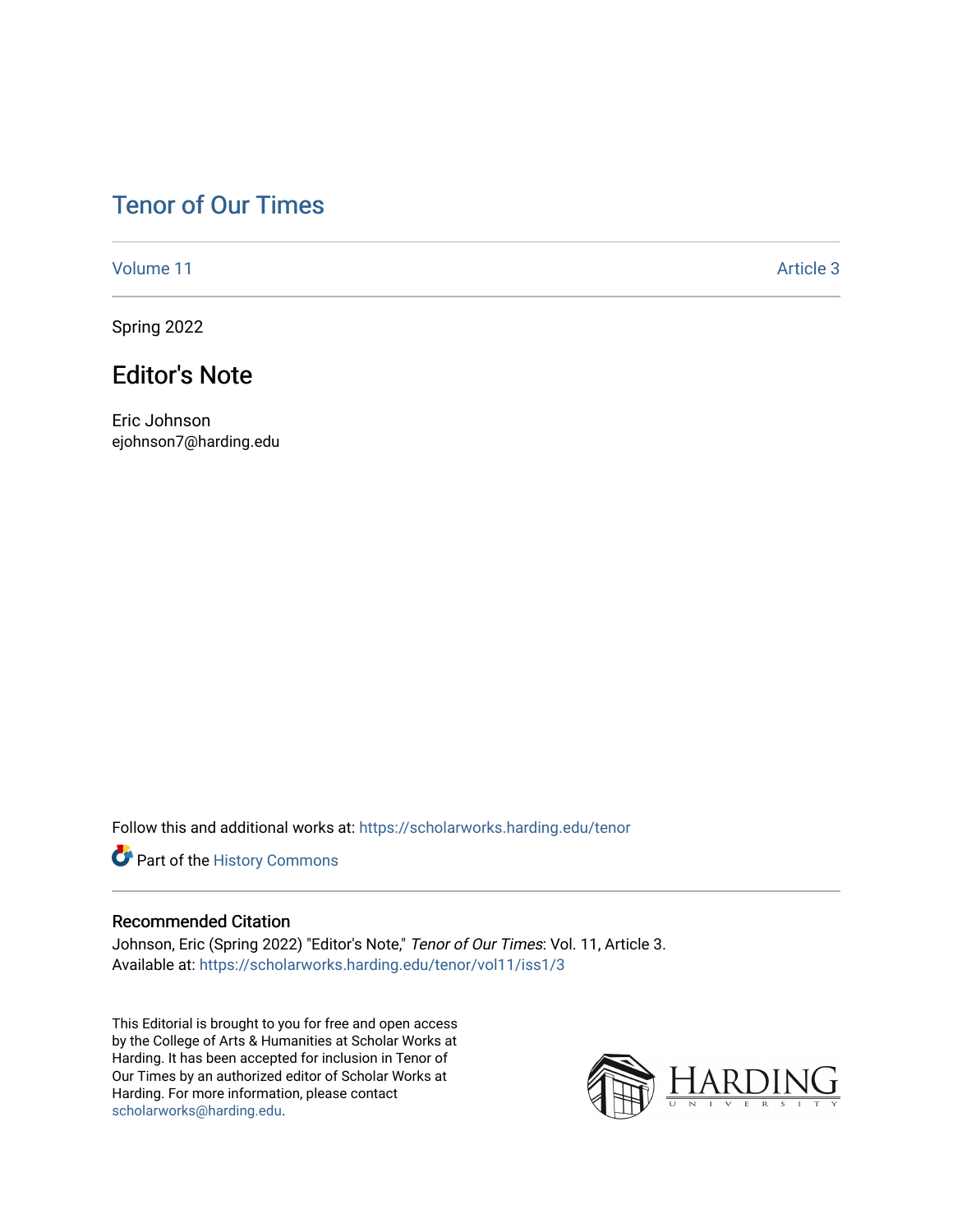# Tenor of Our Times

Volume 11 — Article 3

Spring 2022

## Editor's Note

Eric Johnson
ejohnson7@harding.edu

Follow this and additional works at: https://scholarworks.harding.edu/tenor

Part of the History Commons

### Recommended Citation

Johnson, Eric (Spring 2022) "Editor's Note," *Tenor of Our Times*: Vol. 11, Article 3.
Available at: https://scholarworks.harding.edu/tenor/vol11/iss1/3

This Editorial is brought to you for free and open access by the College of Arts & Humanities at Scholar Works at Harding. It has been accepted for inclusion in Tenor of Our Times by an authorized editor of Scholar Works at Harding. For more information, please contact scholarworks@harding.edu.

HARDING UNIVERSITY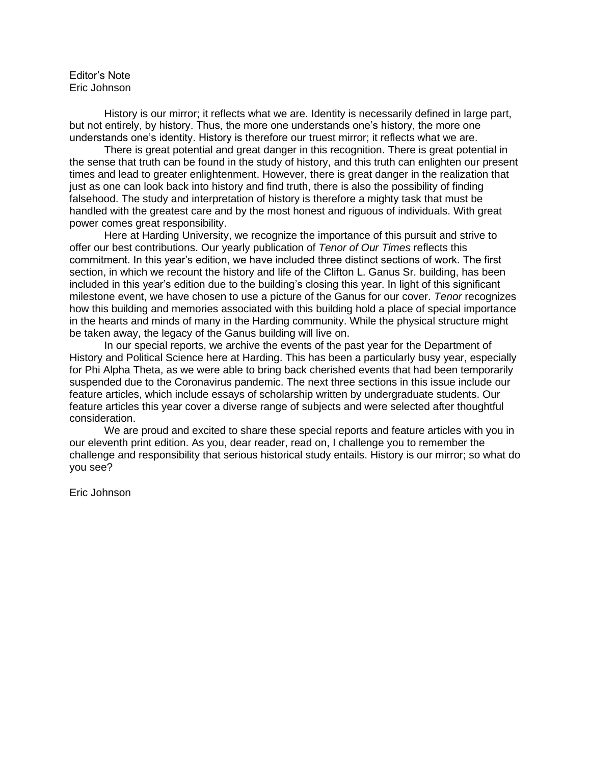Editor's Note
Eric Johnson

History is our mirror; it reflects what we are. Identity is necessarily defined in large part, but not entirely, by history. Thus, the more one understands one's history, the more one understands one's identity. History is therefore our truest mirror; it reflects what we are.

There is great potential and great danger in this recognition. There is great potential in the sense that truth can be found in the study of history, and this truth can enlighten our present times and lead to greater enlightenment. However, there is great danger in the realization that just as one can look back into history and find truth, there is also the possibility of finding falsehood. The study and interpretation of history is therefore a mighty task that must be handled with the greatest care and by the most honest and riguous of individuals. With great power comes great responsibility.

Here at Harding University, we recognize the importance of this pursuit and strive to offer our best contributions. Our yearly publication of *Tenor of Our Times* reflects this commitment. In this year's edition, we have included three distinct sections of work. The first section, in which we recount the history and life of the Clifton L. Ganus Sr. building, has been included in this year's edition due to the building's closing this year. In light of this significant milestone event, we have chosen to use a picture of the Ganus for our cover. *Tenor* recognizes how this building and memories associated with this building hold a place of special importance in the hearts and minds of many in the Harding community. While the physical structure might be taken away, the legacy of the Ganus building will live on.

In our special reports, we archive the events of the past year for the Department of History and Political Science here at Harding. This has been a particularly busy year, especially for Phi Alpha Theta, as we were able to bring back cherished events that had been temporarily suspended due to the Coronavirus pandemic. The next three sections in this issue include our feature articles, which include essays of scholarship written by undergraduate students. Our feature articles this year cover a diverse range of subjects and were selected after thoughtful consideration.

We are proud and excited to share these special reports and feature articles with you in our eleventh print edition. As you, dear reader, read on, I challenge you to remember the challenge and responsibility that serious historical study entails. History is our mirror; so what do you see?

Eric Johnson